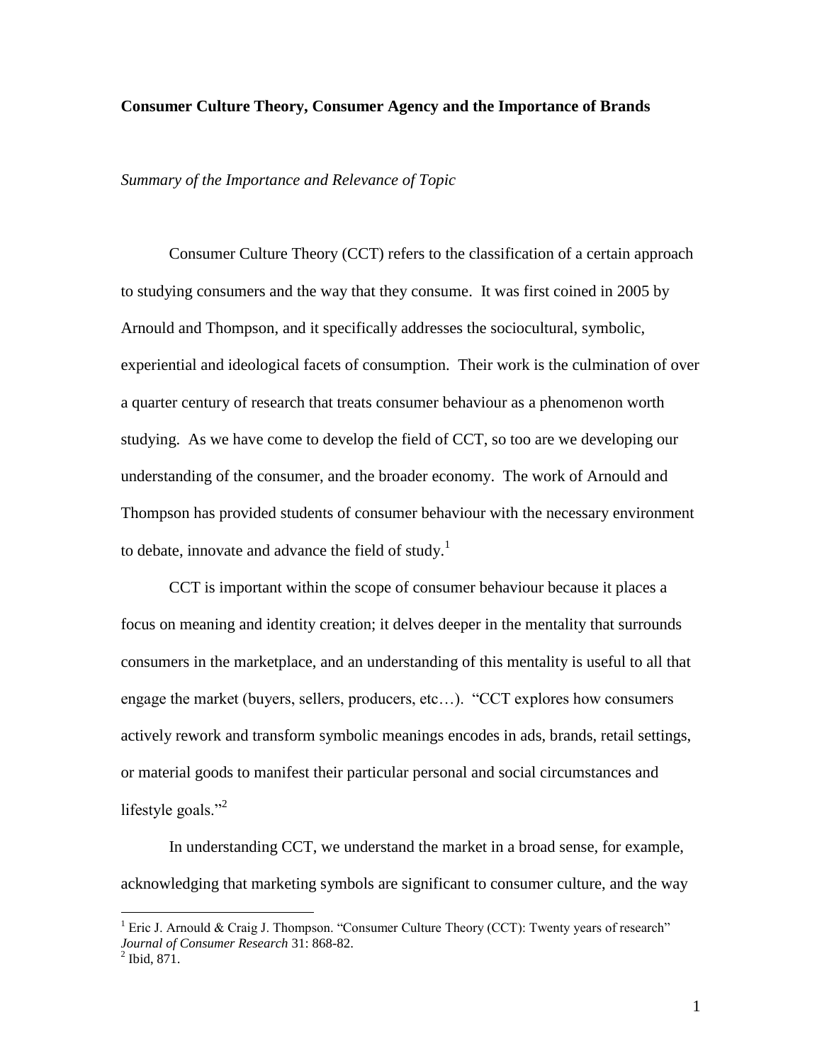**Consumer Culture Theory, Consumer Agency and the Importance of Brands**

*Summary of the Importance and Relevance of Topic*

Consumer Culture Theory (CCT) refers to the classification of a certain approach to studying consumers and the way that they consume. It was first coined in 2005 by Arnould and Thompson, and it specifically addresses the sociocultural, symbolic, experiential and ideological facets of consumption. Their work is the culmination of over a quarter century of research that treats consumer behaviour as a phenomenon worth studying. As we have come to develop the field of CCT, so too are we developing our understanding of the consumer, and the broader economy. The work of Arnould and Thompson has provided students of consumer behaviour with the necessary environment to debate, innovate and advance the field of study.[1]

CCT is important within the scope of consumer behaviour because it places a focus on meaning and identity creation; it delves deeper in the mentality that surrounds consumers in the marketplace, and an understanding of this mentality is useful to all that engage the market (buyers, sellers, producers, etc…). "CCT explores how consumers actively rework and transform symbolic meanings encodes in ads, brands, retail settings, or material goods to manifest their particular personal and social circumstances and lifestyle goals."[2]

In understanding CCT, we understand the market in a broad sense, for example, acknowledging that marketing symbols are significant to consumer culture, and the way

[1] Eric J. Arnould & Craig J. Thompson. "Consumer Culture Theory (CCT): Twenty years of research" *Journal of Consumer Research* 31: 868-82.

[2] Ibid, 871.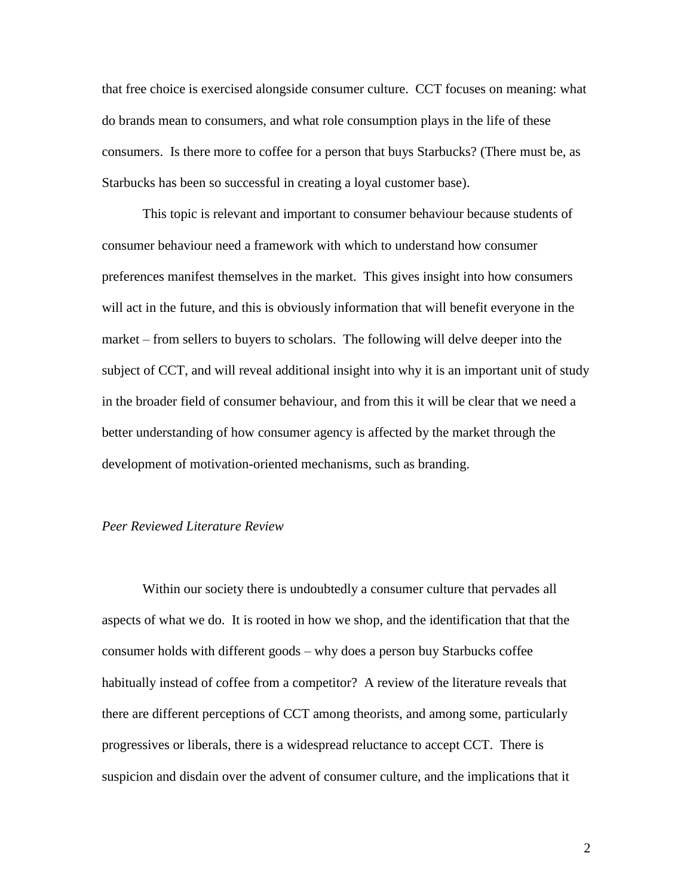that free choice is exercised alongside consumer culture. CCT focuses on meaning: what do brands mean to consumers, and what role consumption plays in the life of these consumers. Is there more to coffee for a person that buys Starbucks? (There must be, as Starbucks has been so successful in creating a loyal customer base).

This topic is relevant and important to consumer behaviour because students of consumer behaviour need a framework with which to understand how consumer preferences manifest themselves in the market. This gives insight into how consumers will act in the future, and this is obviously information that will benefit everyone in the market – from sellers to buyers to scholars. The following will delve deeper into the subject of CCT, and will reveal additional insight into why it is an important unit of study in the broader field of consumer behaviour, and from this it will be clear that we need a better understanding of how consumer agency is affected by the market through the development of motivation-oriented mechanisms, such as branding.

*Peer Reviewed Literature Review*

Within our society there is undoubtedly a consumer culture that pervades all aspects of what we do. It is rooted in how we shop, and the identification that that the consumer holds with different goods – why does a person buy Starbucks coffee habitually instead of coffee from a competitor? A review of the literature reveals that there are different perceptions of CCT among theorists, and among some, particularly progressives or liberals, there is a widespread reluctance to accept CCT. There is suspicion and disdain over the advent of consumer culture, and the implications that it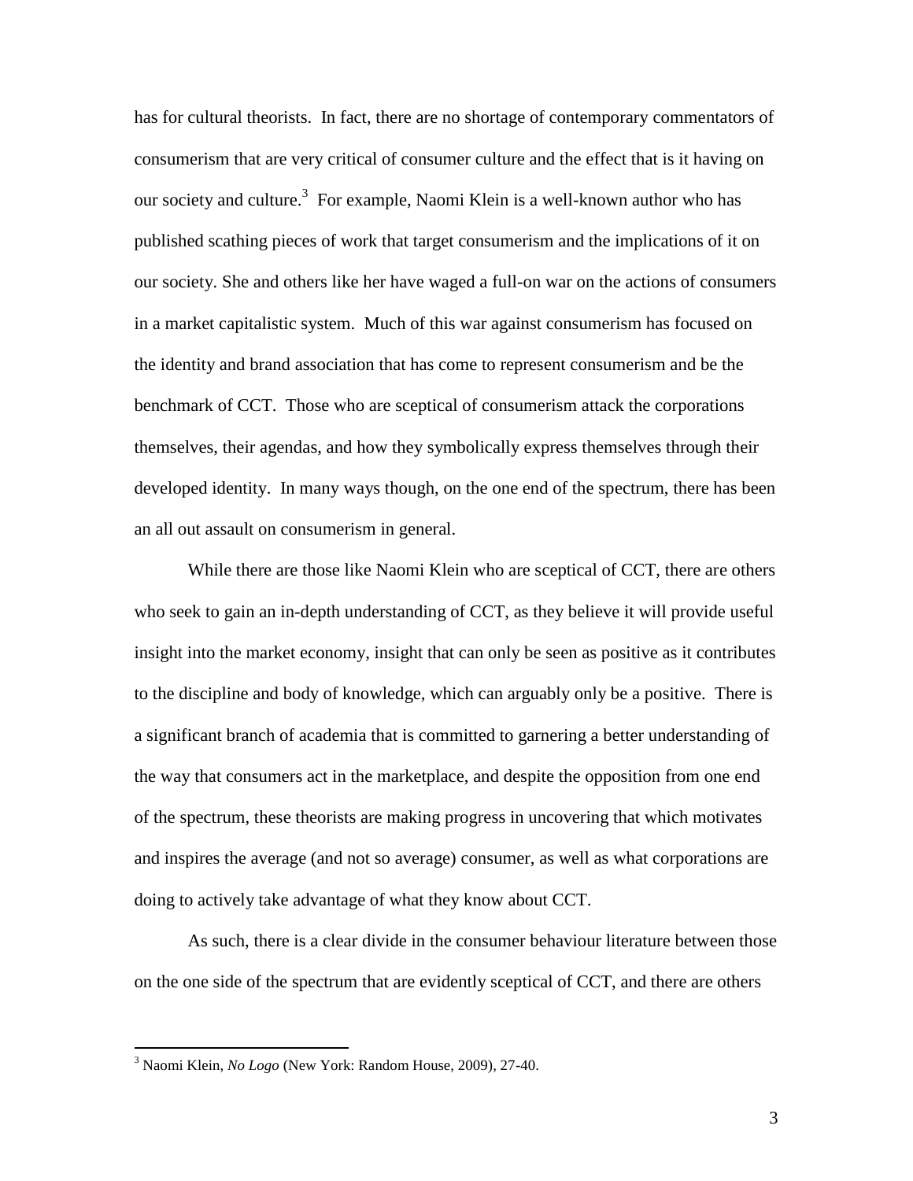has for cultural theorists. In fact, there are no shortage of contemporary commentators of consumerism that are very critical of consumer culture and the effect that is it having on our society and culture.[3] For example, Naomi Klein is a well-known author who has published scathing pieces of work that target consumerism and the implications of it on our society. She and others like her have waged a full-on war on the actions of consumers in a market capitalistic system. Much of this war against consumerism has focused on the identity and brand association that has come to represent consumerism and be the benchmark of CCT. Those who are sceptical of consumerism attack the corporations themselves, their agendas, and how they symbolically express themselves through their developed identity. In many ways though, on the one end of the spectrum, there has been an all out assault on consumerism in general.

While there are those like Naomi Klein who are sceptical of CCT, there are others who seek to gain an in-depth understanding of CCT, as they believe it will provide useful insight into the market economy, insight that can only be seen as positive as it contributes to the discipline and body of knowledge, which can arguably only be a positive. There is a significant branch of academia that is committed to garnering a better understanding of the way that consumers act in the marketplace, and despite the opposition from one end of the spectrum, these theorists are making progress in uncovering that which motivates and inspires the average (and not so average) consumer, as well as what corporations are doing to actively take advantage of what they know about CCT.

As such, there is a clear divide in the consumer behaviour literature between those on the one side of the spectrum that are evidently sceptical of CCT, and there are others

[3] Naomi Klein, *No Logo* (New York: Random House, 2009), 27-40.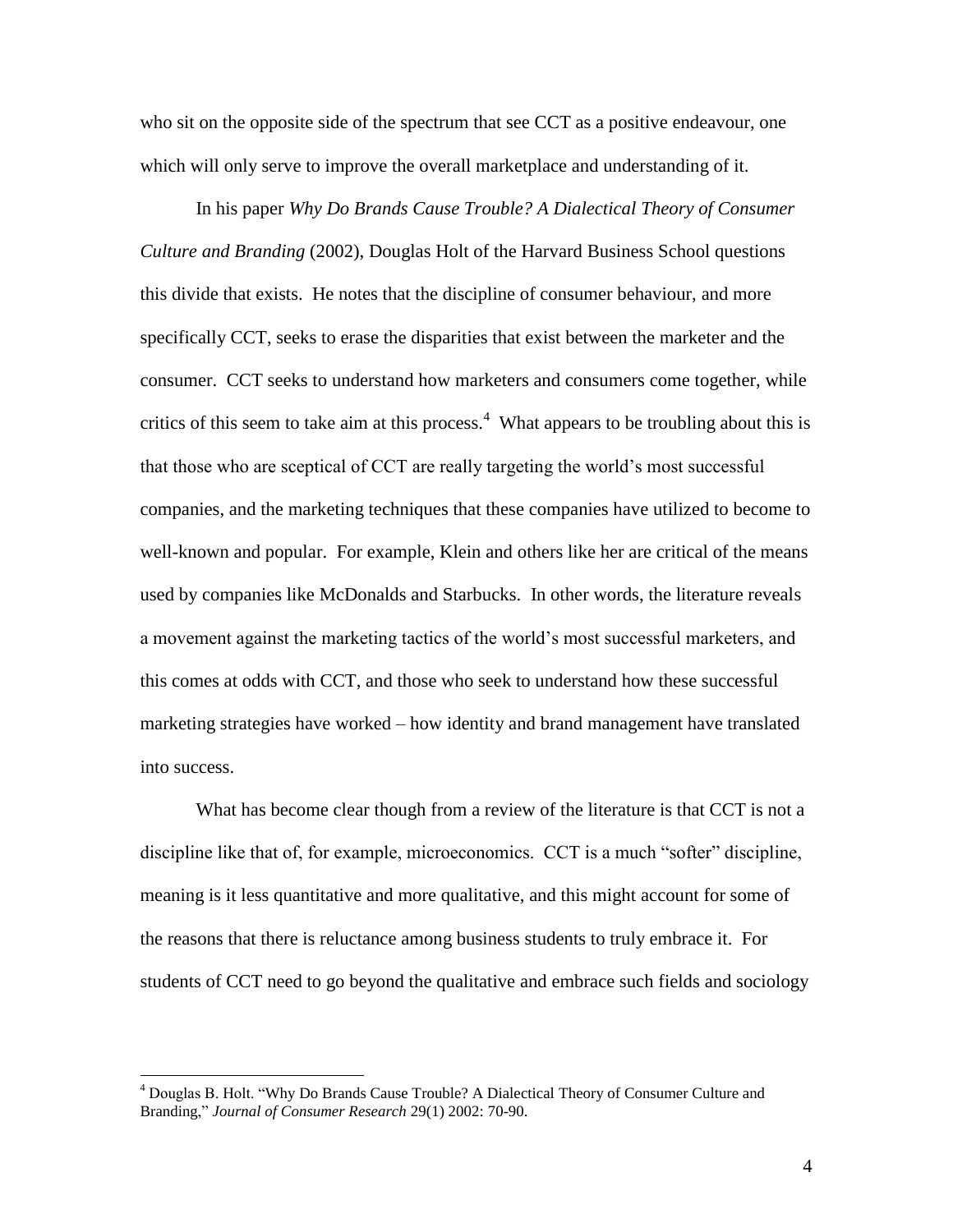who sit on the opposite side of the spectrum that see CCT as a positive endeavour, one which will only serve to improve the overall marketplace and understanding of it.

In his paper *Why Do Brands Cause Trouble? A Dialectical Theory of Consumer Culture and Branding* (2002), Douglas Holt of the Harvard Business School questions this divide that exists. He notes that the discipline of consumer behaviour, and more specifically CCT, seeks to erase the disparities that exist between the marketer and the consumer. CCT seeks to understand how marketers and consumers come together, while critics of this seem to take aim at this process.[4] What appears to be troubling about this is that those who are sceptical of CCT are really targeting the world's most successful companies, and the marketing techniques that these companies have utilized to become to well-known and popular. For example, Klein and others like her are critical of the means used by companies like McDonalds and Starbucks. In other words, the literature reveals a movement against the marketing tactics of the world's most successful marketers, and this comes at odds with CCT, and those who seek to understand how these successful marketing strategies have worked – how identity and brand management have translated into success.

What has become clear though from a review of the literature is that CCT is not a discipline like that of, for example, microeconomics. CCT is a much "softer" discipline, meaning is it less quantitative and more qualitative, and this might account for some of the reasons that there is reluctance among business students to truly embrace it. For students of CCT need to go beyond the qualitative and embrace such fields and sociology

---

[4] Douglas B. Holt. "Why Do Brands Cause Trouble? A Dialectical Theory of Consumer Culture and Branding," *Journal of Consumer Research* 29(1) 2002: 70-90.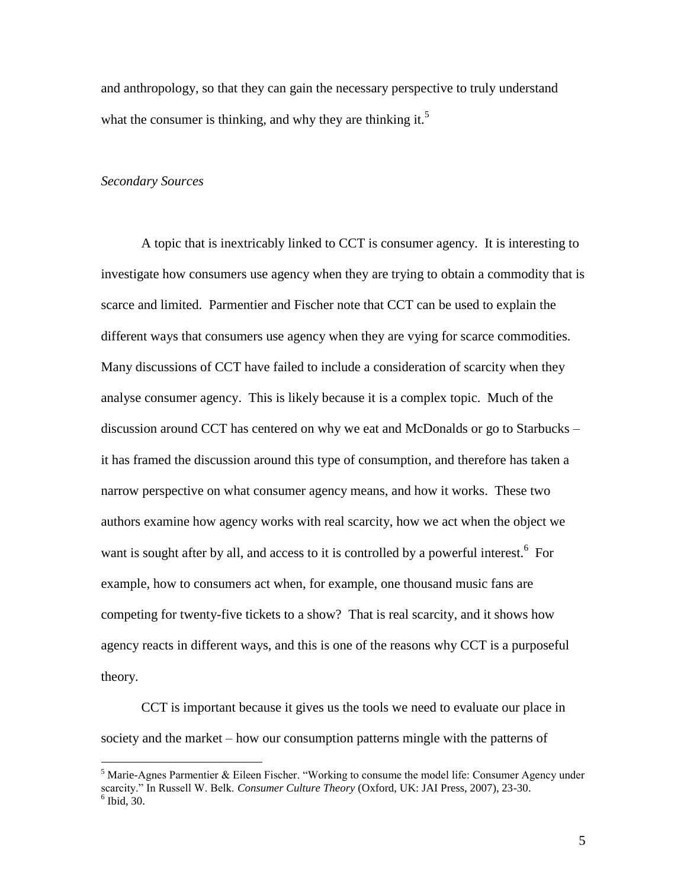and anthropology, so that they can gain the necessary perspective to truly understand what the consumer is thinking, and why they are thinking it.[5]

*Secondary Sources*

A topic that is inextricably linked to CCT is consumer agency. It is interesting to investigate how consumers use agency when they are trying to obtain a commodity that is scarce and limited. Parmentier and Fischer note that CCT can be used to explain the different ways that consumers use agency when they are vying for scarce commodities. Many discussions of CCT have failed to include a consideration of scarcity when they analyse consumer agency. This is likely because it is a complex topic. Much of the discussion around CCT has centered on why we eat and McDonalds or go to Starbucks – it has framed the discussion around this type of consumption, and therefore has taken a narrow perspective on what consumer agency means, and how it works. These two authors examine how agency works with real scarcity, how we act when the object we want is sought after by all, and access to it is controlled by a powerful interest.[6] For example, how to consumers act when, for example, one thousand music fans are competing for twenty-five tickets to a show? That is real scarcity, and it shows how agency reacts in different ways, and this is one of the reasons why CCT is a purposeful theory.

CCT is important because it gives us the tools we need to evaluate our place in society and the market – how our consumption patterns mingle with the patterns of

---

[5] Marie-Agnes Parmentier & Eileen Fischer. "Working to consume the model life: Consumer Agency under scarcity." In Russell W. Belk. *Consumer Culture Theory* (Oxford, UK: JAI Press, 2007), 23-30.
[6] Ibid, 30.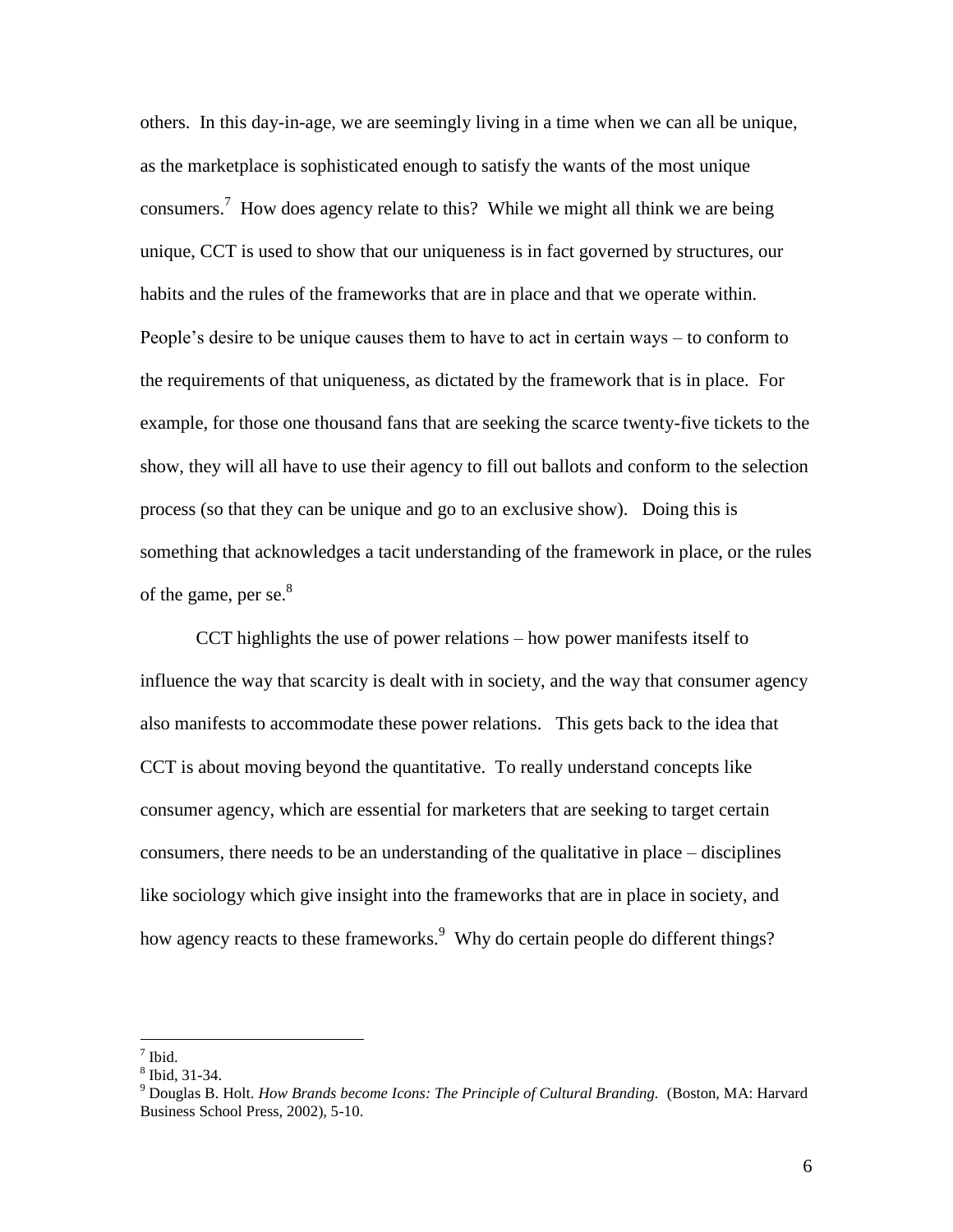others. In this day-in-age, we are seemingly living in a time when we can all be unique, as the marketplace is sophisticated enough to satisfy the wants of the most unique consumers.[7] How does agency relate to this? While we might all think we are being unique, CCT is used to show that our uniqueness is in fact governed by structures, our habits and the rules of the frameworks that are in place and that we operate within. People's desire to be unique causes them to have to act in certain ways – to conform to the requirements of that uniqueness, as dictated by the framework that is in place. For example, for those one thousand fans that are seeking the scarce twenty-five tickets to the show, they will all have to use their agency to fill out ballots and conform to the selection process (so that they can be unique and go to an exclusive show). Doing this is something that acknowledges a tacit understanding of the framework in place, or the rules of the game, per se.[8]

CCT highlights the use of power relations – how power manifests itself to influence the way that scarcity is dealt with in society, and the way that consumer agency also manifests to accommodate these power relations. This gets back to the idea that CCT is about moving beyond the quantitative. To really understand concepts like consumer agency, which are essential for marketers that are seeking to target certain consumers, there needs to be an understanding of the qualitative in place – disciplines like sociology which give insight into the frameworks that are in place in society, and how agency reacts to these frameworks.[9] Why do certain people do different things?

---

[7] Ibid.

[8] Ibid, 31-34.

[9] Douglas B. Holt. *How Brands become Icons: The Principle of Cultural Branding.* (Boston, MA: Harvard Business School Press, 2002), 5-10.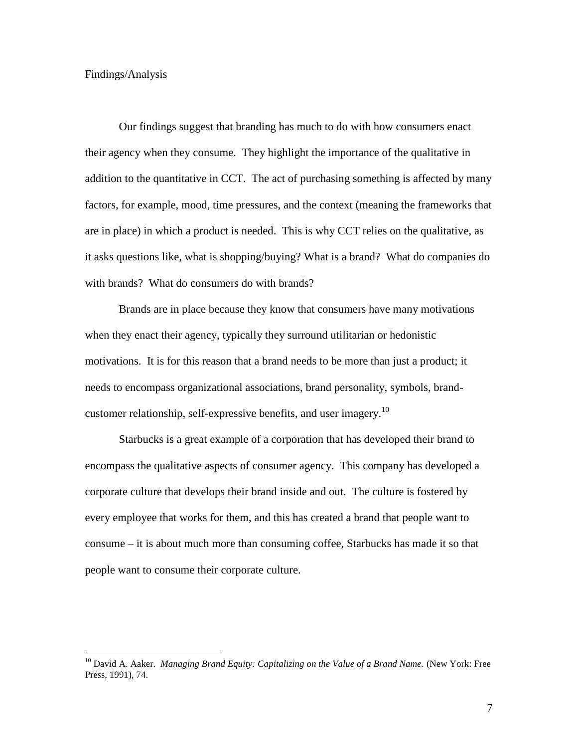Findings/Analysis

Our findings suggest that branding has much to do with how consumers enact their agency when they consume. They highlight the importance of the qualitative in addition to the quantitative in CCT. The act of purchasing something is affected by many factors, for example, mood, time pressures, and the context (meaning the frameworks that are in place) in which a product is needed. This is why CCT relies on the qualitative, as it asks questions like, what is shopping/buying? What is a brand? What do companies do with brands? What do consumers do with brands?

Brands are in place because they know that consumers have many motivations when they enact their agency, typically they surround utilitarian or hedonistic motivations. It is for this reason that a brand needs to be more than just a product; it needs to encompass organizational associations, brand personality, symbols, brand-customer relationship, self-expressive benefits, and user imagery.[10]

Starbucks is a great example of a corporation that has developed their brand to encompass the qualitative aspects of consumer agency. This company has developed a corporate culture that develops their brand inside and out. The culture is fostered by every employee that works for them, and this has created a brand that people want to consume – it is about much more than consuming coffee, Starbucks has made it so that people want to consume their corporate culture.

---

[10] David A. Aaker. *Managing Brand Equity: Capitalizing on the Value of a Brand Name.* (New York: Free Press, 1991), 74.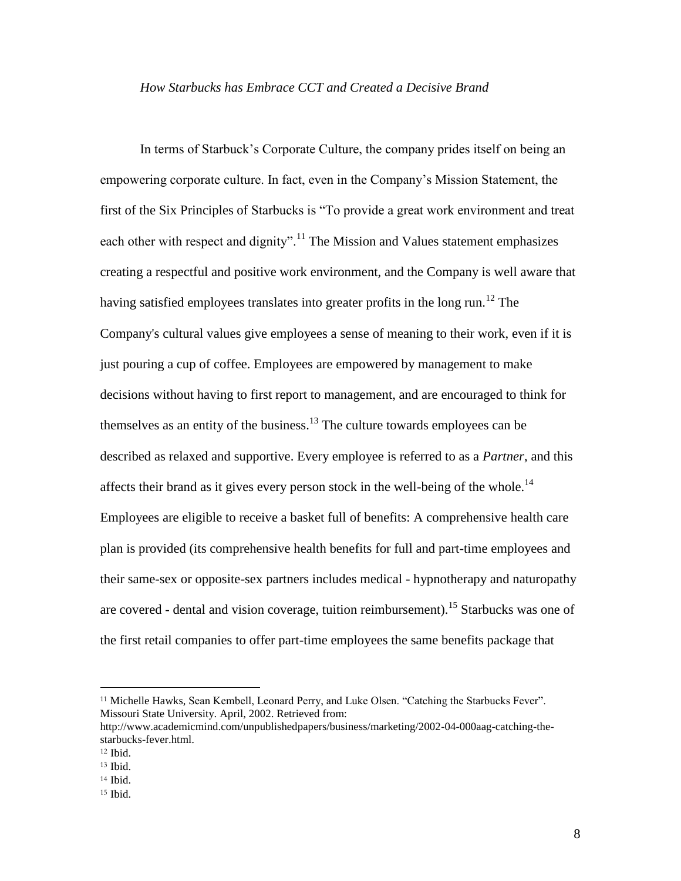*How Starbucks has Embrace CCT and Created a Decisive Brand*

In terms of Starbuck's Corporate Culture, the company prides itself on being an empowering corporate culture. In fact, even in the Company's Mission Statement, the first of the Six Principles of Starbucks is "To provide a great work environment and treat each other with respect and dignity".[11] The Mission and Values statement emphasizes creating a respectful and positive work environment, and the Company is well aware that having satisfied employees translates into greater profits in the long run.[12] The Company's cultural values give employees a sense of meaning to their work, even if it is just pouring a cup of coffee. Employees are empowered by management to make decisions without having to first report to management, and are encouraged to think for themselves as an entity of the business.[13] The culture towards employees can be described as relaxed and supportive. Every employee is referred to as a *Partner*, and this affects their brand as it gives every person stock in the well-being of the whole.[14] Employees are eligible to receive a basket full of benefits: A comprehensive health care plan is provided (its comprehensive health benefits for full and part-time employees and their same-sex or opposite-sex partners includes medical - hypnotherapy and naturopathy are covered - dental and vision coverage, tuition reimbursement).[15] Starbucks was one of the first retail companies to offer part-time employees the same benefits package that

---

[11] Michelle Hawks, Sean Kembell, Leonard Perry, and Luke Olsen. "Catching the Starbucks Fever". Missouri State University. April, 2002. Retrieved from: http://www.academicmind.com/unpublishedpapers/business/marketing/2002-04-000aag-catching-the-starbucks-fever.html.

[12] Ibid.

[13] Ibid.

[14] Ibid.

[15] Ibid.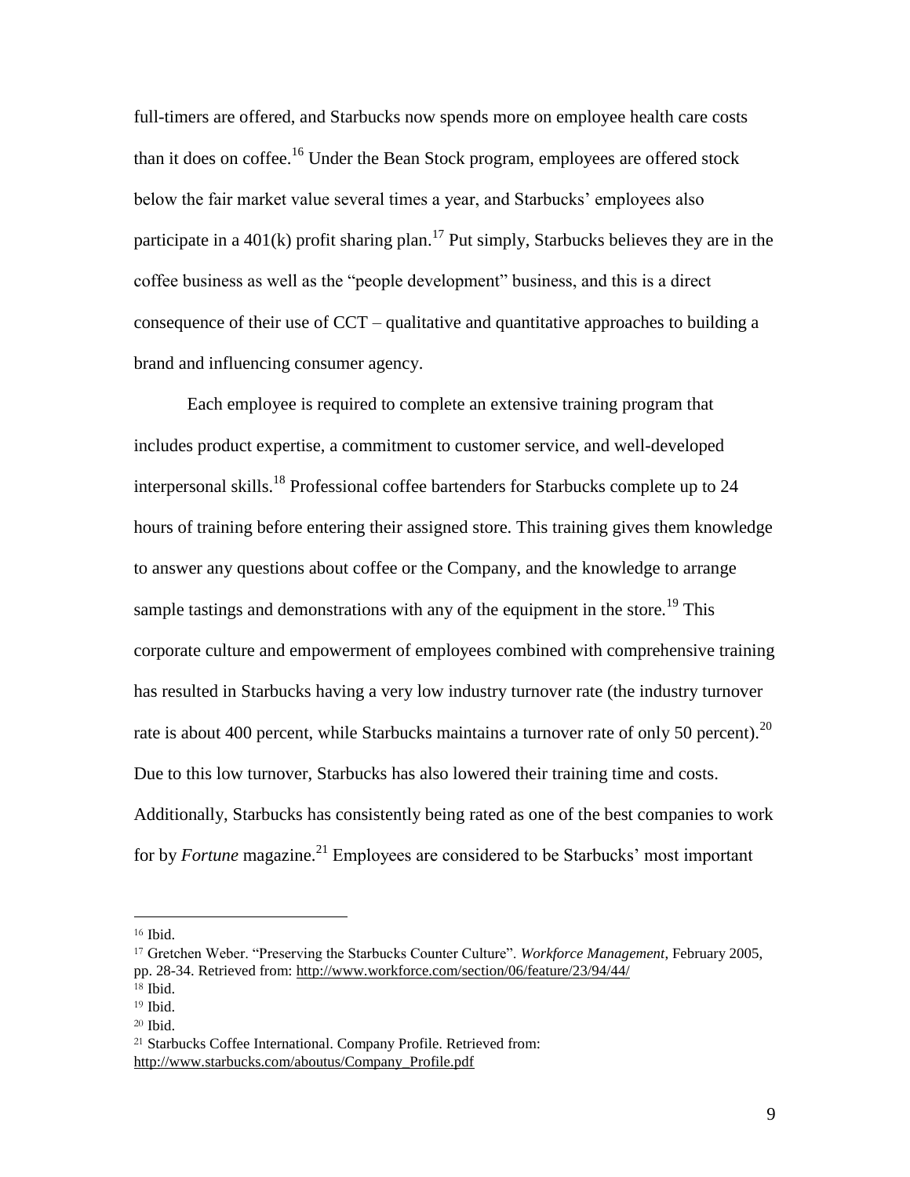full-timers are offered, and Starbucks now spends more on employee health care costs than it does on coffee.[16] Under the Bean Stock program, employees are offered stock below the fair market value several times a year, and Starbucks' employees also participate in a 401(k) profit sharing plan.[17] Put simply, Starbucks believes they are in the coffee business as well as the "people development" business, and this is a direct consequence of their use of CCT – qualitative and quantitative approaches to building a brand and influencing consumer agency.

Each employee is required to complete an extensive training program that includes product expertise, a commitment to customer service, and well-developed interpersonal skills.[18] Professional coffee bartenders for Starbucks complete up to 24 hours of training before entering their assigned store. This training gives them knowledge to answer any questions about coffee or the Company, and the knowledge to arrange sample tastings and demonstrations with any of the equipment in the store.[19] This corporate culture and empowerment of employees combined with comprehensive training has resulted in Starbucks having a very low industry turnover rate (the industry turnover rate is about 400 percent, while Starbucks maintains a turnover rate of only 50 percent).[20] Due to this low turnover, Starbucks has also lowered their training time and costs. Additionally, Starbucks has consistently being rated as one of the best companies to work for by *Fortune* magazine.[21] Employees are considered to be Starbucks' most important

---

[16] Ibid.

[17] Gretchen Weber. "Preserving the Starbucks Counter Culture". *Workforce Management*, February 2005, pp. 28-34. Retrieved from: http://www.workforce.com/section/06/feature/23/94/44/

[18] Ibid.

[19] Ibid.

[20] Ibid.

[21] Starbucks Coffee International. Company Profile. Retrieved from: http://www.starbucks.com/aboutus/Company_Profile.pdf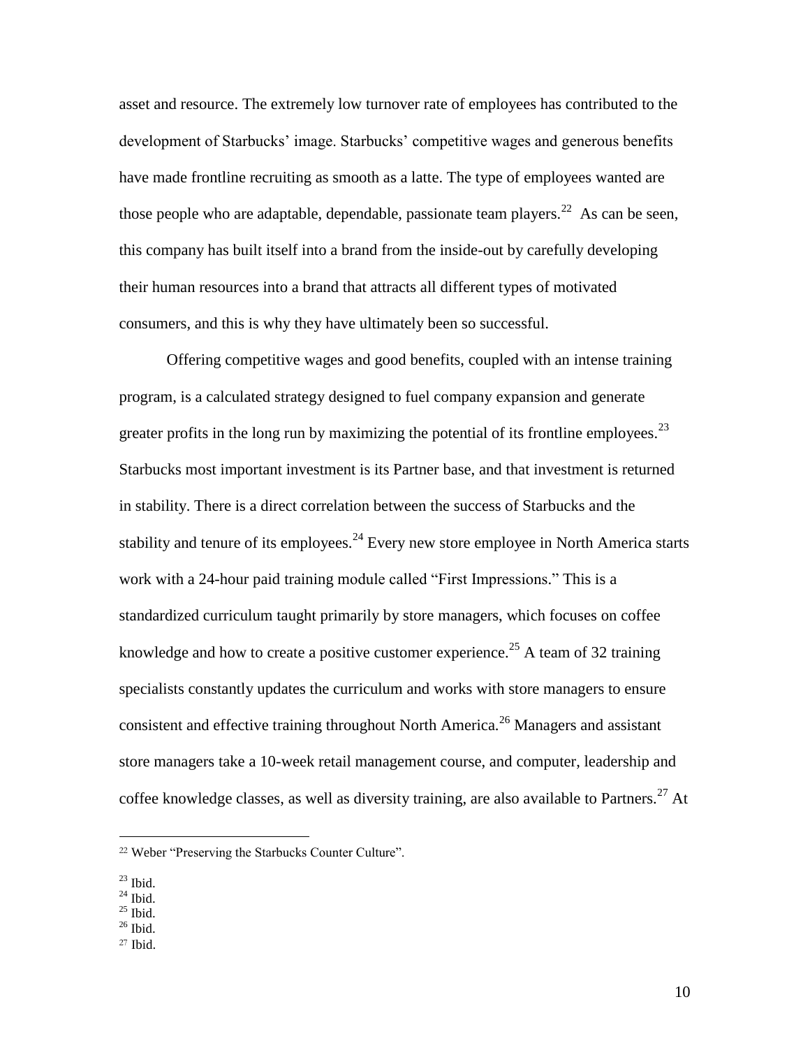asset and resource. The extremely low turnover rate of employees has contributed to the development of Starbucks' image. Starbucks' competitive wages and generous benefits have made frontline recruiting as smooth as a latte. The type of employees wanted are those people who are adaptable, dependable, passionate team players.[22] As can be seen, this company has built itself into a brand from the inside-out by carefully developing their human resources into a brand that attracts all different types of motivated consumers, and this is why they have ultimately been so successful.

Offering competitive wages and good benefits, coupled with an intense training program, is a calculated strategy designed to fuel company expansion and generate greater profits in the long run by maximizing the potential of its frontline employees.[23] Starbucks most important investment is its Partner base, and that investment is returned in stability. There is a direct correlation between the success of Starbucks and the stability and tenure of its employees.[24] Every new store employee in North America starts work with a 24-hour paid training module called "First Impressions." This is a standardized curriculum taught primarily by store managers, which focuses on coffee knowledge and how to create a positive customer experience.[25] A team of 32 training specialists constantly updates the curriculum and works with store managers to ensure consistent and effective training throughout North America.[26] Managers and assistant store managers take a 10-week retail management course, and computer, leadership and coffee knowledge classes, as well as diversity training, are also available to Partners.[27] At

---

[22] Weber "Preserving the Starbucks Counter Culture".

[23] Ibid.

[24] Ibid.

[25] Ibid.

[26] Ibid.

[27] Ibid.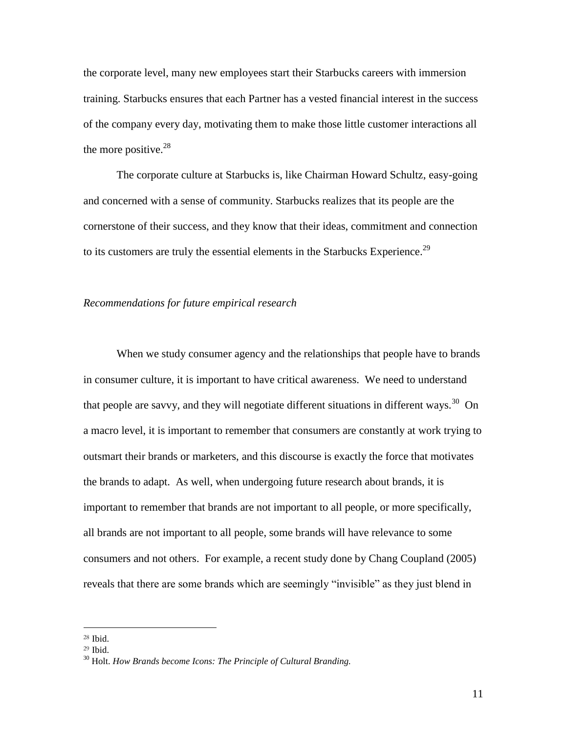the corporate level, many new employees start their Starbucks careers with immersion training. Starbucks ensures that each Partner has a vested financial interest in the success of the company every day, motivating them to make those little customer interactions all the more positive.[28]

The corporate culture at Starbucks is, like Chairman Howard Schultz, easy-going and concerned with a sense of community. Starbucks realizes that its people are the cornerstone of their success, and they know that their ideas, commitment and connection to its customers are truly the essential elements in the Starbucks Experience.[29]

*Recommendations for future empirical research*

When we study consumer agency and the relationships that people have to brands in consumer culture, it is important to have critical awareness. We need to understand that people are savvy, and they will negotiate different situations in different ways.[30] On a macro level, it is important to remember that consumers are constantly at work trying to outsmart their brands or marketers, and this discourse is exactly the force that motivates the brands to adapt. As well, when undergoing future research about brands, it is important to remember that brands are not important to all people, or more specifically, all brands are not important to all people, some brands will have relevance to some consumers and not others. For example, a recent study done by Chang Coupland (2005) reveals that there are some brands which are seemingly "invisible" as they just blend in

---

[28] Ibid.

[29] Ibid.

[30] Holt. *How Brands become Icons: The Principle of Cultural Branding.*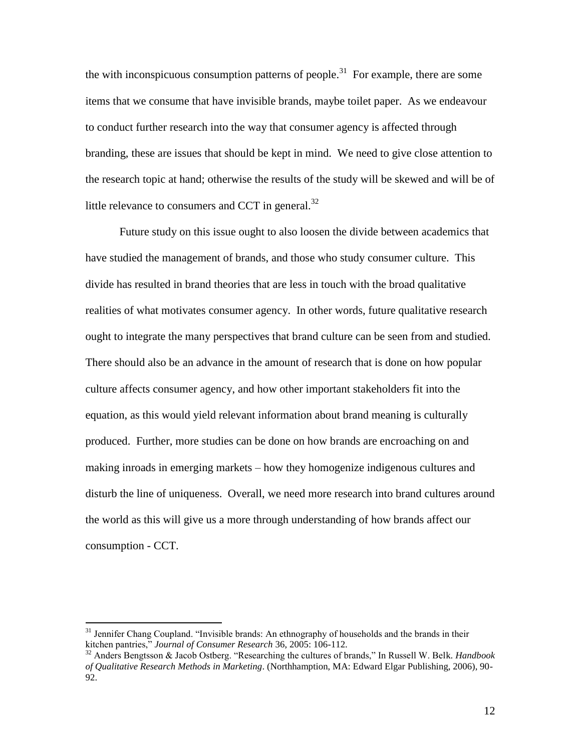the with inconspicuous consumption patterns of people.[31] For example, there are some items that we consume that have invisible brands, maybe toilet paper. As we endeavour to conduct further research into the way that consumer agency is affected through branding, these are issues that should be kept in mind. We need to give close attention to the research topic at hand; otherwise the results of the study will be skewed and will be of little relevance to consumers and CCT in general.[32]

Future study on this issue ought to also loosen the divide between academics that have studied the management of brands, and those who study consumer culture. This divide has resulted in brand theories that are less in touch with the broad qualitative realities of what motivates consumer agency. In other words, future qualitative research ought to integrate the many perspectives that brand culture can be seen from and studied. There should also be an advance in the amount of research that is done on how popular culture affects consumer agency, and how other important stakeholders fit into the equation, as this would yield relevant information about brand meaning is culturally produced. Further, more studies can be done on how brands are encroaching on and making inroads in emerging markets – how they homogenize indigenous cultures and disturb the line of uniqueness. Overall, we need more research into brand cultures around the world as this will give us a more through understanding of how brands affect our consumption - CCT.

---

[31] Jennifer Chang Coupland. "Invisible brands: An ethnography of households and the brands in their kitchen pantries," *Journal of Consumer Research* 36, 2005: 106-112.

[32] Anders Bengtsson & Jacob Ostberg. "Researching the cultures of brands," In Russell W. Belk. *Handbook of Qualitative Research Methods in Marketing*. (Northhamption, MA: Edward Elgar Publishing, 2006), 90-92.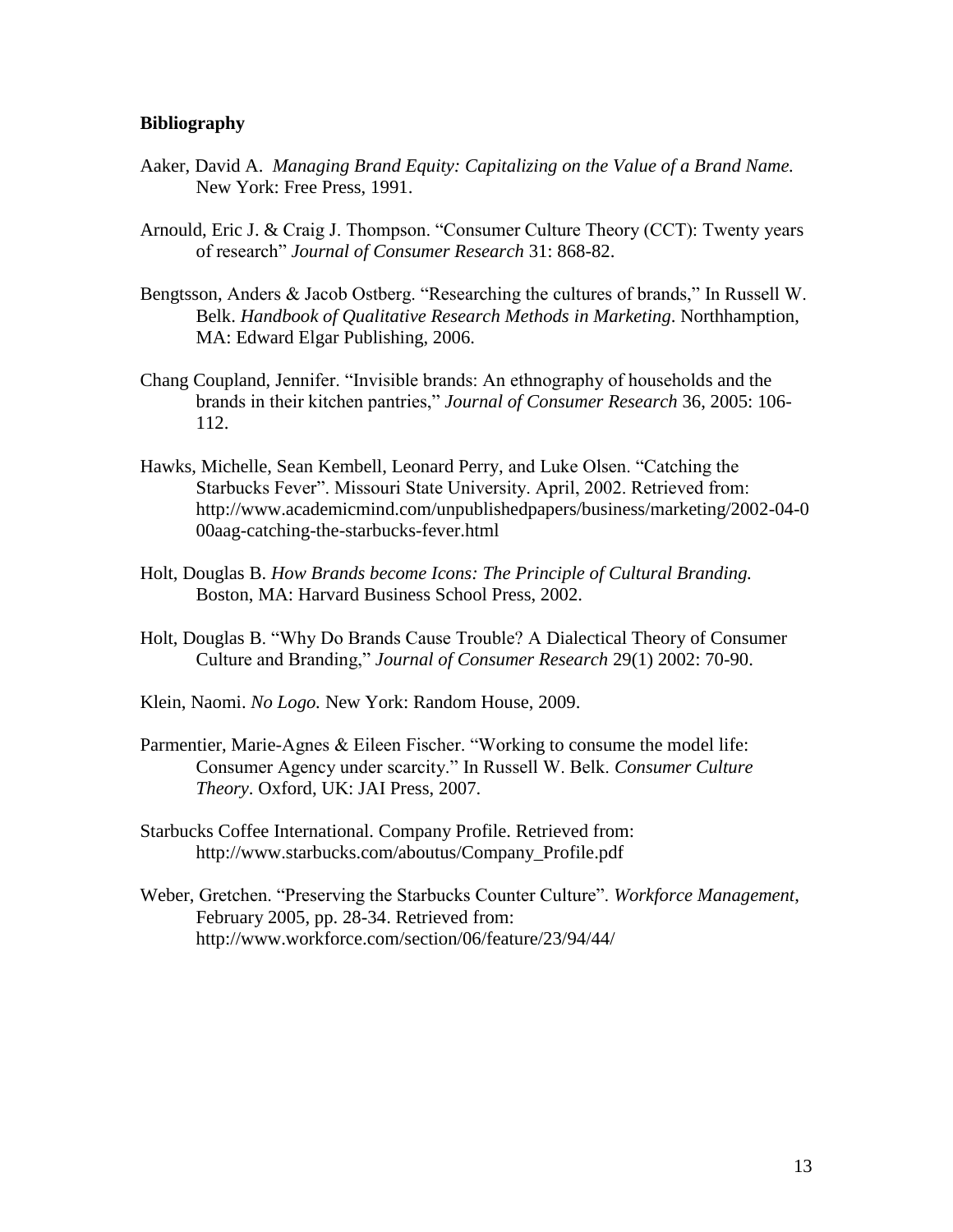**Bibliography**

Aaker, David A. *Managing Brand Equity: Capitalizing on the Value of a Brand Name.* New York: Free Press, 1991.

Arnould, Eric J. & Craig J. Thompson. "Consumer Culture Theory (CCT): Twenty years of research" *Journal of Consumer Research* 31: 868-82.

Bengtsson, Anders & Jacob Ostberg. "Researching the cultures of brands," In Russell W. Belk. *Handbook of Qualitative Research Methods in Marketing*. Northhamption, MA: Edward Elgar Publishing, 2006.

Chang Coupland, Jennifer. "Invisible brands: An ethnography of households and the brands in their kitchen pantries," *Journal of Consumer Research* 36, 2005: 106-112.

Hawks, Michelle, Sean Kembell, Leonard Perry, and Luke Olsen. "Catching the Starbucks Fever". Missouri State University. April, 2002. Retrieved from: http://www.academicmind.com/unpublishedpapers/business/marketing/2002-04-000aag-catching-the-starbucks-fever.html

Holt, Douglas B. *How Brands become Icons: The Principle of Cultural Branding.* Boston, MA: Harvard Business School Press, 2002.

Holt, Douglas B. "Why Do Brands Cause Trouble? A Dialectical Theory of Consumer Culture and Branding," *Journal of Consumer Research* 29(1) 2002: 70-90.

Klein, Naomi. *No Logo.* New York: Random House, 2009.

Parmentier, Marie-Agnes & Eileen Fischer. "Working to consume the model life: Consumer Agency under scarcity." In Russell W. Belk. *Consumer Culture Theory*. Oxford, UK: JAI Press, 2007.

Starbucks Coffee International. Company Profile. Retrieved from: http://www.starbucks.com/aboutus/Company_Profile.pdf

Weber, Gretchen. "Preserving the Starbucks Counter Culture". *Workforce Management*, February 2005, pp. 28-34. Retrieved from: http://www.workforce.com/section/06/feature/23/94/44/